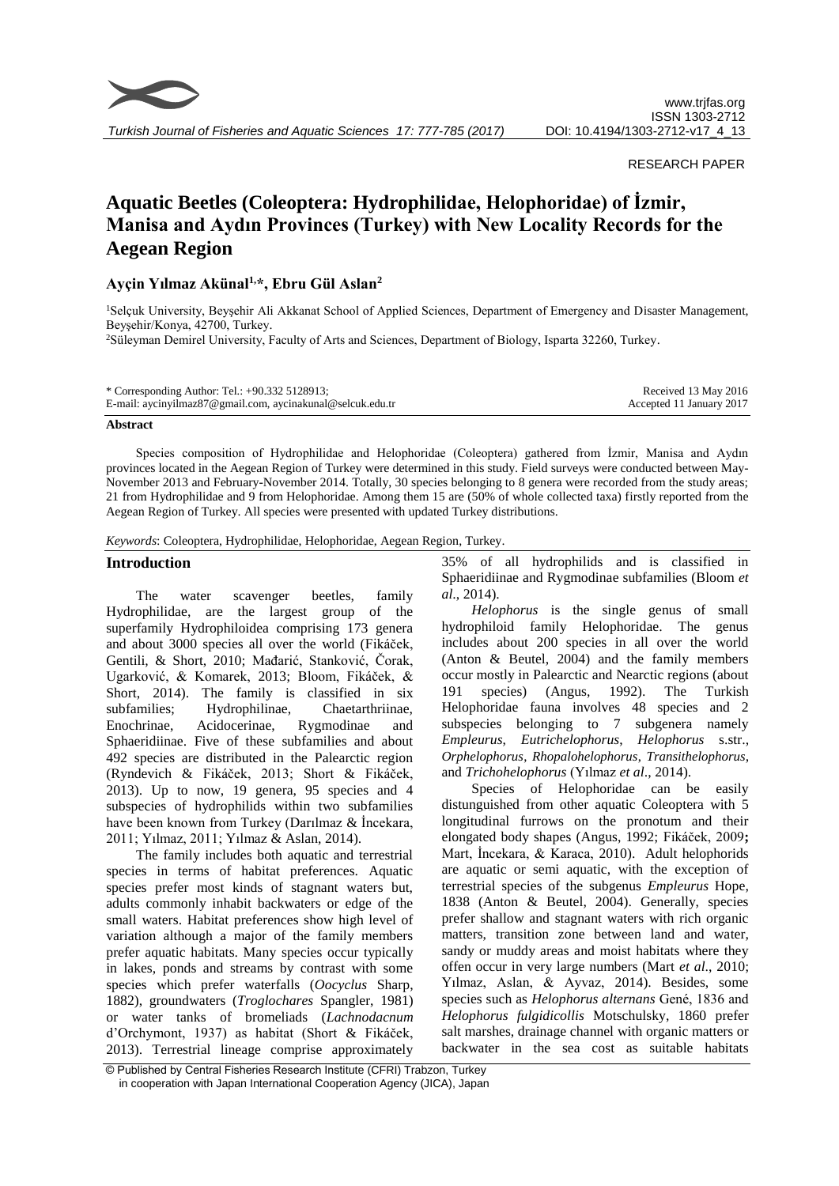RESEARCH PAPER

# Aquatic Beetles (Coleoptera: Hydrophilidae, Helophoridae) of İzmir, Manisa and Aydın Provinces (Turkey) with New Locality Records for the Aegean Region

**Ayçin Yılmaz Akünal[1,*], Ebru Gül Aslan[2]**

[1]Selçuk University, Beyşehir Ali Akkanat School of Applied Sciences, Department of Emergency and Disaster Management, Beyşehir/Konya, 42700, Turkey.
[2]Süleyman Demirel University, Faculty of Arts and Sciences, Department of Biology, Isparta 32260, Turkey.

\* Corresponding Author: Tel.: +90.332 5128913;
E-mail: aycinyilmaz87@gmail.com, aycinakunal@selcuk.edu.tr

Received 13 May 2016
Accepted 11 January 2017

**Abstract**

Species composition of Hydrophilidae and Helophoridae (Coleoptera) gathered from İzmir, Manisa and Aydın provinces located in the Aegean Region of Turkey were determined in this study. Field surveys were conducted between May-November 2013 and February-November 2014. Totally, 30 species belonging to 8 genera were recorded from the study areas; 21 from Hydrophilidae and 9 from Helophoridae. Among them 15 are (50% of whole collected taxa) firstly reported from the Aegean Region of Turkey. All species were presented with updated Turkey distributions.

*Keywords*: Coleoptera, Hydrophilidae, Helophoridae, Aegean Region, Turkey.

## Introduction

The water scavenger beetles, family Hydrophilidae, are the largest group of the superfamily Hydrophiloidea comprising 173 genera and about 3000 species all over the world (Fikáček, Gentili, & Short, 2010; Mađarić, Stanković, Čorak, Ugarković, & Komarek, 2013; Bloom, Fikáček, & Short, 2014). The family is classified in six subfamilies; Hydrophilinae, Chaetarthriinae, Enochrinae, Acidocerinae, Rygmodinae and Sphaeridiinae. Five of these subfamilies and about 492 species are distributed in the Palearctic region (Ryndevich & Fikáček, 2013; Short & Fikáček, 2013). Up to now, 19 genera, 95 species and 4 subspecies of hydrophilids within two subfamilies have been known from Turkey (Darılmaz & İncekara, 2011; Yılmaz, 2011; Yılmaz & Aslan, 2014).

The family includes both aquatic and terrestrial species in terms of habitat preferences. Aquatic species prefer most kinds of stagnant waters but, adults commonly inhabit backwaters or edge of the small waters. Habitat preferences show high level of variation although a major of the family members prefer aquatic habitats. Many species occur typically in lakes, ponds and streams by contrast with some species which prefer waterfalls (*Oocyclus* Sharp, 1882), groundwaters (*Troglochares* Spangler, 1981) or water tanks of bromeliads (*Lachnodacnum* d'Orchymont, 1937) as habitat (Short & Fikáček, 2013). Terrestrial lineage comprise approximately 35% of all hydrophilids and is classified in Sphaeridiinae and Rygmodinae subfamilies (Bloom *et al.*, 2014).

*Helophorus* is the single genus of small hydrophiloid family Helophoridae. The genus includes about 200 species in all over the world (Anton & Beutel, 2004) and the family members occur mostly in Palearctic and Nearctic regions (about 191 species) (Angus, 1992). The Turkish Helophoridae fauna involves 48 species and 2 subspecies belonging to 7 subgenera namely *Empleurus*, *Eutrichelophorus*, *Helophorus* s.str., *Orphelophorus*, *Rhopalohelophorus*, *Transithelophorus*, and *Trichohelophorus* (Yılmaz *et al*., 2014).

Species of Helophoridae can be easily distunguished from other aquatic Coleoptera with 5 longitudinal furrows on the pronotum and their elongated body shapes (Angus, 1992; Fikáček, 2009**;** Mart, İncekara, & Karaca, 2010). Adult helophorids are aquatic or semi aquatic, with the exception of terrestrial species of the subgenus *Empleurus* Hope, 1838 (Anton & Beutel, 2004). Generally, species prefer shallow and stagnant waters with rich organic matters, transition zone between land and water, sandy or muddy areas and moist habitats where they offen occur in very large numbers (Mart *et al*., 2010; Yılmaz, Aslan, & Ayvaz, 2014). Besides, some species such as *Helophorus alternans* Gené, 1836 and *Helophorus fulgidicollis* Motschulsky, 1860 prefer salt marshes, drainage channel with organic matters or backwater in the sea cost as suitable habitats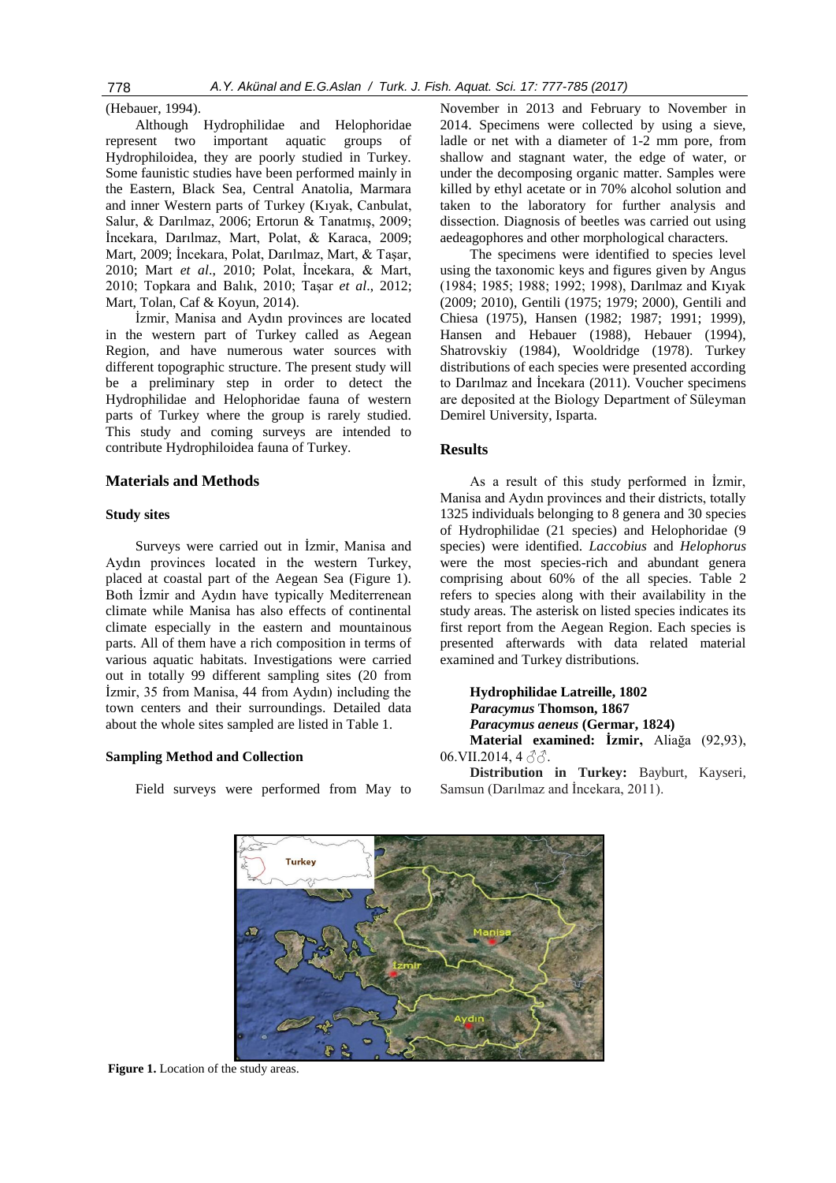(Hebauer, 1994).

Although Hydrophilidae and Helophoridae represent two important aquatic groups of Hydrophiloidea, they are poorly studied in Turkey. Some faunistic studies have been performed mainly in the Eastern, Black Sea, Central Anatolia, Marmara and inner Western parts of Turkey (Kıyak, Canbulat, Salur, & Darılmaz, 2006; Ertorun & Tanatmış, 2009; İncekara, Darılmaz, Mart, Polat, & Karaca, 2009; Mart, 2009; İncekara, Polat, Darılmaz, Mart, & Taşar, 2010; Mart *et al*., 2010; Polat, İncekara, & Mart, 2010; Topkara and Balık, 2010; Taşar *et al*., 2012; Mart, Tolan, Caf & Koyun, 2014).

İzmir, Manisa and Aydın provinces are located in the western part of Turkey called as Aegean Region, and have numerous water sources with different topographic structure. The present study will be a preliminary step in order to detect the Hydrophilidae and Helophoridae fauna of western parts of Turkey where the group is rarely studied. This study and coming surveys are intended to contribute Hydrophiloidea fauna of Turkey.

## Materials and Methods

### Study sites

Surveys were carried out in İzmir, Manisa and Aydın provinces located in the western Turkey, placed at coastal part of the Aegean Sea (Figure 1). Both İzmir and Aydın have typically Mediterrenean climate while Manisa has also effects of continental climate especially in the eastern and mountainous parts. All of them have a rich composition in terms of various aquatic habitats. Investigations were carried out in totally 99 different sampling sites (20 from İzmir, 35 from Manisa, 44 from Aydın) including the town centers and their surroundings. Detailed data about the whole sites sampled are listed in Table 1.

### Sampling Method and Collection

Field surveys were performed from May to November in 2013 and February to November in 2014. Specimens were collected by using a sieve, ladle or net with a diameter of 1-2 mm pore, from shallow and stagnant water, the edge of water, or under the decomposing organic matter. Samples were killed by ethyl acetate or in 70% alcohol solution and taken to the laboratory for further analysis and dissection. Diagnosis of beetles was carried out using aedeagophores and other morphological characters.

The specimens were identified to species level using the taxonomic keys and figures given by Angus (1984; 1985; 1988; 1992; 1998), Darılmaz and Kıyak (2009; 2010), Gentili (1975; 1979; 2000), Gentili and Chiesa (1975), Hansen (1982; 1987; 1991; 1999), Hansen and Hebauer (1988), Hebauer (1994), Shatrovskiy (1984), Wooldridge (1978). Turkey distributions of each species were presented according to Darılmaz and İncekara (2011). Voucher specimens are deposited at the Biology Department of Süleyman Demirel University, Isparta.

## Results

As a result of this study performed in İzmir, Manisa and Aydın provinces and their districts, totally 1325 individuals belonging to 8 genera and 30 species of Hydrophilidae (21 species) and Helophoridae (9 species) were identified. *Laccobius* and *Helophorus* were the most species-rich and abundant genera comprising about 60% of the all species. Table 2 refers to species along with their availability in the study areas. The asterisk on listed species indicates its first report from the Aegean Region. Each species is presented afterwards with data related material examined and Turkey distributions.

**Hydrophilidae Latreille, 1802**
***Paracymus* Thomson, 1867**
***Paracymus aeneus* (Germar, 1824)**

**Material examined: İzmir,** Aliağa (92,93), 06.VII.2014, 4 ♂♂.

**Distribution in Turkey:** Bayburt, Kayseri, Samsun (Darılmaz and İncekara, 2011).

**Figure 1.** Location of the study areas.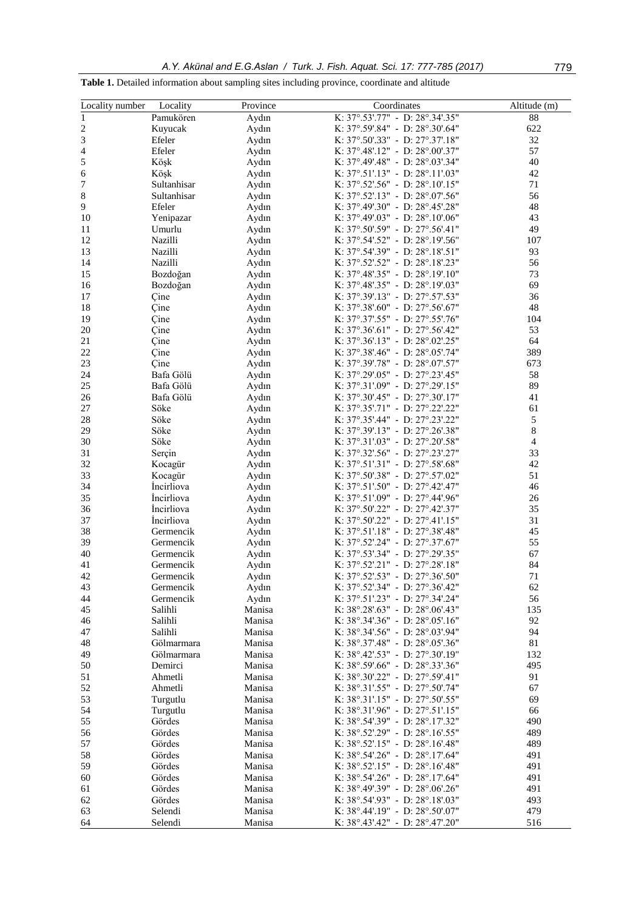**Table 1.** Detailed information about sampling sites including province, coordinate and altitude

| Locality number | Locality | Province | Coordinates | Altitude (m) |
|---|---|---|---|---|
| 1 | Pamukören | Aydın | K: 37°.53'.77" - D: 28°.34'.35" | 88 |
| 2 | Kuyucak | Aydın | K: 37°.59'.84" - D: 28°.30'.64" | 622 |
| 3 | Efeler | Aydın | K: 37°.50'.33" - D: 27°.37'.18" | 32 |
| 4 | Efeler | Aydın | K: 37°.48'.12" - D: 28°.00'.37" | 57 |
| 5 | Köşk | Aydın | K: 37°.49'.48" - D: 28°.03'.34" | 40 |
| 6 | Köşk | Aydın | K: 37°.51'.13" - D: 28°.11'.03" | 42 |
| 7 | Sultanhisar | Aydın | K: 37°.52'.56" - D: 28°.10'.15" | 71 |
| 8 | Sultanhisar | Aydın | K: 37°.52'.13" - D: 28°.07'.56" | 56 |
| 9 | Efeler | Aydın | K: 37°.49'.30" - D: 28°.45'.28" | 48 |
| 10 | Yenipazar | Aydın | K: 37°.49'.03" - D: 28°.10'.06" | 43 |
| 11 | Umurlu | Aydın | K: 37°.50'.59" - D: 27°.56'.41" | 49 |
| 12 | Nazilli | Aydın | K: 37°.54'.52" - D: 28°.19'.56" | 107 |
| 13 | Nazilli | Aydın | K: 37°.54'.39" - D: 28°.18'.51" | 93 |
| 14 | Nazilli | Aydın | K: 37°.52'.52" - D: 28°.18'.23" | 56 |
| 15 | Bozdoğan | Aydın | K: 37°.48'.35" - D: 28°.19'.10" | 73 |
| 16 | Bozdoğan | Aydın | K: 37°.48'.35" - D: 28°.19'.03" | 69 |
| 17 | Çine | Aydın | K: 37°.39'.13" - D: 27°.57'.53" | 36 |
| 18 | Çine | Aydın | K: 37°.38'.60" - D: 27°.56'.67" | 48 |
| 19 | Çine | Aydın | K: 37°.37'.55" - D: 27°.55'.76" | 104 |
| 20 | Çine | Aydın | K: 37°.36'.61" - D: 27°.56'.42" | 53 |
| 21 | Çine | Aydın | K: 37°.36'.13" - D: 28°.02'.25" | 64 |
| 22 | Çine | Aydın | K: 37°.38'.46" - D: 28°.05'.74" | 389 |
| 23 | Çine | Aydın | K: 37°.39'.78" - D: 28°.07'.57" | 673 |
| 24 | Bafa Gölü | Aydın | K: 37°.29'.05" - D: 27°.23'.45" | 58 |
| 25 | Bafa Gölü | Aydın | K: 37°.31'.09" - D: 27°.29'.15" | 89 |
| 26 | Bafa Gölü | Aydın | K: 37°.30'.45" - D: 27°.30'.17" | 41 |
| 27 | Söke | Aydın | K: 37°.35'.71" - D: 27°.22'.22" | 61 |
| 28 | Söke | Aydın | K: 37°.35'.44" - D: 27°.23'.22" | 5 |
| 29 | Söke | Aydın | K: 37°.39'.13" - D: 27°.26'.38" | 8 |
| 30 | Söke | Aydın | K: 37°.31'.03" - D: 27°.20'.58" | 4 |
| 31 | Serçin | Aydın | K: 37°.32'.56" - D: 27°.23'.27" | 33 |
| 32 | Kocagür | Aydın | K: 37°.51'.31" - D: 27°.58'.68" | 42 |
| 33 | Kocagür | Aydın | K: 37°.50'.38" - D: 27°.57'.02" | 51 |
| 34 | İncirliova | Aydın | K: 37°.51'.50" - D: 27°.42'.47" | 46 |
| 35 | İncirliova | Aydın | K: 37°.51'.09" - D: 27°.44'.96" | 26 |
| 36 | İncirliova | Aydın | K: 37°.50'.22" - D: 27°.42'.37" | 35 |
| 37 | İncirliova | Aydın | K: 37°.50'.22" - D: 27°.41'.15" | 31 |
| 38 | Germencik | Aydın | K: 37°.51'.18" - D: 27°.38'.48" | 45 |
| 39 | Germencik | Aydın | K: 37°.52'.24" - D: 27°.37'.67" | 55 |
| 40 | Germencik | Aydın | K: 37°.53'.34" - D: 27°.29'.35" | 67 |
| 41 | Germencik | Aydın | K: 37°.52'.21" - D: 27°.28'.18" | 84 |
| 42 | Germencik | Aydın | K: 37°.52'.53" - D: 27°.36'.50" | 71 |
| 43 | Germencik | Aydın | K: 37°.52'.34" - D: 27°.36'.42" | 62 |
| 44 | Germencik | Aydın | K: 37°.51'.23" - D: 27°.34'.24" | 56 |
| 45 | Salihli | Manisa | K: 38°.28'.63" - D: 28°.06'.43" | 135 |
| 46 | Salihli | Manisa | K: 38°.34'.36" - D: 28°.05'.16" | 92 |
| 47 | Salihli | Manisa | K: 38°.34'.56" - D: 28°.03'.94" | 94 |
| 48 | Gölmarmara | Manisa | K: 38°.37'.48" - D: 28°.05'.36" | 81 |
| 49 | Gölmarmara | Manisa | K: 38°.42'.53" - D: 27°.30'.19" | 132 |
| 50 | Demirci | Manisa | K: 38°.59'.66" - D: 28°.33'.36" | 495 |
| 51 | Ahmetli | Manisa | K: 38°.30'.22" - D: 27°.59'.41" | 91 |
| 52 | Ahmetli | Manisa | K: 38°.31'.55" - D: 27°.50'.74" | 67 |
| 53 | Turgutlu | Manisa | K: 38°.31'.15" - D: 27°.50'.55" | 69 |
| 54 | Turgutlu | Manisa | K: 38°.31'.96" - D: 27°.51'.15" | 66 |
| 55 | Gördes | Manisa | K: 38°.54'.39" - D: 28°.17'.32" | 490 |
| 56 | Gördes | Manisa | K: 38°.52'.29" - D: 28°.16'.55" | 489 |
| 57 | Gördes | Manisa | K: 38°.52'.15" - D: 28°.16'.48" | 489 |
| 58 | Gördes | Manisa | K: 38°.54'.26" - D: 28°.17'.64" | 491 |
| 59 | Gördes | Manisa | K: 38°.52'.15" - D: 28°.16'.48" | 491 |
| 60 | Gördes | Manisa | K: 38°.54'.26" - D: 28°.17'.64" | 491 |
| 61 | Gördes | Manisa | K: 38°.49'.39" - D: 28°.06'.26" | 491 |
| 62 | Gördes | Manisa | K: 38°.54'.93" - D: 28°.18'.03" | 493 |
| 63 | Selendi | Manisa | K: 38°.44'.19" - D: 28°.50'.07" | 479 |
| 64 | Selendi | Manisa | K: 38°.43'.42" - D: 28°.47'.20" | 516 |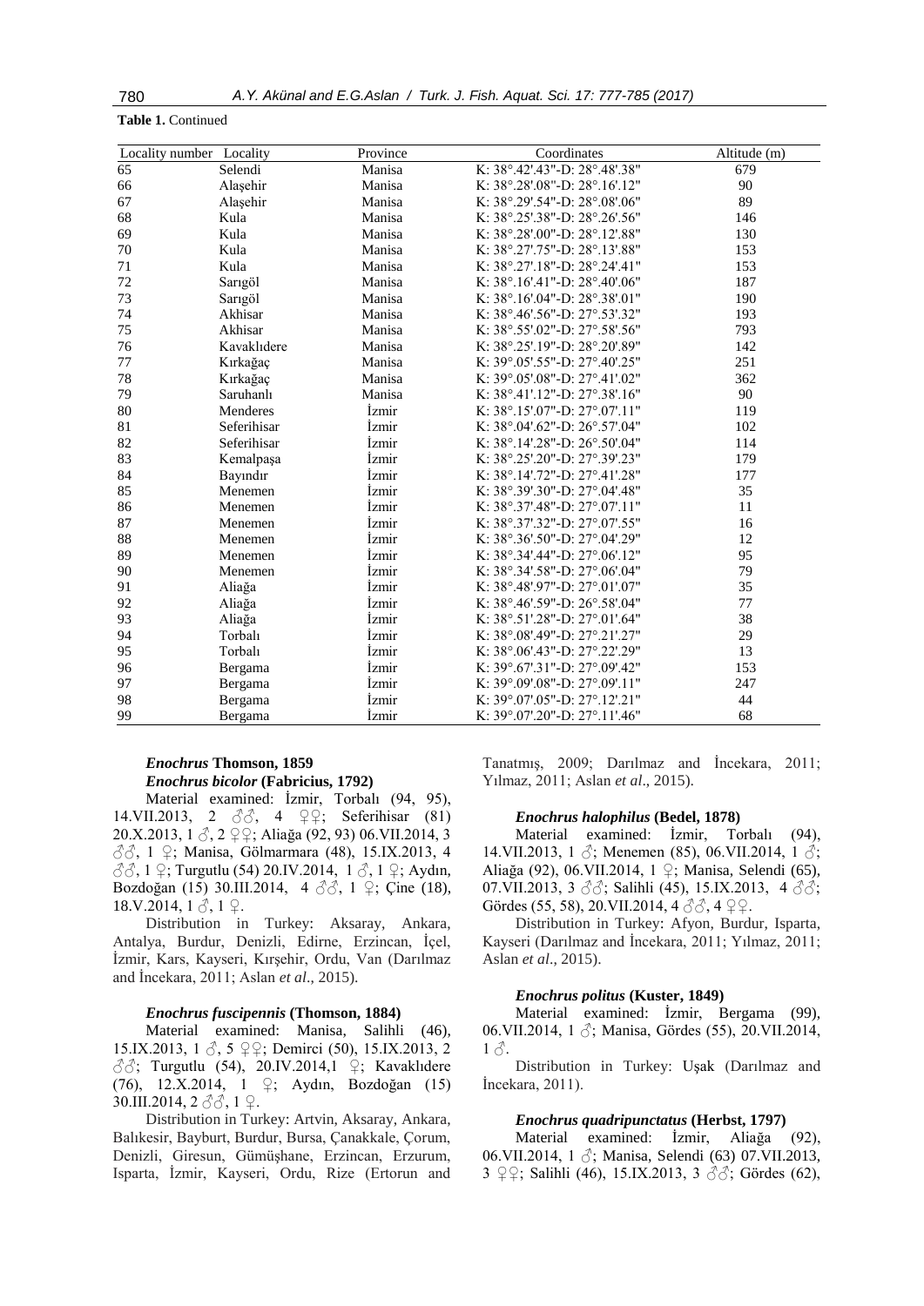**Table 1.** Continued

| Locality number | Locality | Province | Coordinates | Altitude (m) |
|---|---|---|---|---|
| 65 | Selendi | Manisa | K: 38°.42'.43"-D: 28°.48'.38" | 679 |
| 66 | Alaşehir | Manisa | K: 38°.28'.08"-D: 28°.16'.12" | 90 |
| 67 | Alaşehir | Manisa | K: 38°.29'.54"-D: 28°.08'.06" | 89 |
| 68 | Kula | Manisa | K: 38°.25'.38"-D: 28°.26'.56" | 146 |
| 69 | Kula | Manisa | K: 38°.28'.00"-D: 28°.12'.88" | 130 |
| 70 | Kula | Manisa | K: 38°.27'.75"-D: 28°.13'.88" | 153 |
| 71 | Kula | Manisa | K: 38°.27'.18"-D: 28°.24'.41" | 153 |
| 72 | Sarıgöl | Manisa | K: 38°.16'.41"-D: 28°.40'.06" | 187 |
| 73 | Sarıgöl | Manisa | K: 38°.16'.04"-D: 28°.38'.01" | 190 |
| 74 | Akhisar | Manisa | K: 38°.46'.56"-D: 27°.53'.32" | 193 |
| 75 | Akhisar | Manisa | K: 38°.55'.02"-D: 27°.58'.56" | 793 |
| 76 | Kavaklıdere | Manisa | K: 38°.25'.19"-D: 28°.20'.89" | 142 |
| 77 | Kırkağaç | Manisa | K: 39°.05'.55"-D: 27°.40'.25" | 251 |
| 78 | Kırkağaç | Manisa | K: 39°.05'.08"-D: 27°.41'.02" | 362 |
| 79 | Saruhanlı | Manisa | K: 38°.41'.12"-D: 27°.38'.16" | 90 |
| 80 | Menderes | İzmir | K: 38°.15'.07"-D: 27°.07'.11" | 119 |
| 81 | Seferihisar | İzmir | K: 38°.04'.62"-D: 26°.57'.04" | 102 |
| 82 | Seferihisar | İzmir | K: 38°.14'.28"-D: 26°.50'.04" | 114 |
| 83 | Kemalpaşa | İzmir | K: 38°.25'.20"-D: 27°.39'.23" | 179 |
| 84 | Bayındır | İzmir | K: 38°.14'.72"-D: 27°.41'.28" | 177 |
| 85 | Menemen | İzmir | K: 38°.39'.30"-D: 27°.04'.48" | 35 |
| 86 | Menemen | İzmir | K: 38°.37'.48"-D: 27°.07'.11" | 11 |
| 87 | Menemen | İzmir | K: 38°.37'.32"-D: 27°.07'.55" | 16 |
| 88 | Menemen | İzmir | K: 38°.36'.50"-D: 27°.04'.29" | 12 |
| 89 | Menemen | İzmir | K: 38°.34'.44"-D: 27°.06'.12" | 95 |
| 90 | Menemen | İzmir | K: 38°.34'.58"-D: 27°.06'.04" | 79 |
| 91 | Aliağa | İzmir | K: 38°.48'.97"-D: 27°.01'.07" | 35 |
| 92 | Aliağa | İzmir | K: 38°.46'.59"-D: 26°.58'.04" | 77 |
| 93 | Aliağa | İzmir | K: 38°.51'.28"-D: 27°.01'.64" | 38 |
| 94 | Torbalı | İzmir | K: 38°.08'.49"-D: 27°.21'.27" | 29 |
| 95 | Torbalı | İzmir | K: 38°.06'.43"-D: 27°.22'.29" | 13 |
| 96 | Bergama | İzmir | K: 39°.67'.31"-D: 27°.09'.42" | 153 |
| 97 | Bergama | İzmir | K: 39°.09'.08"-D: 27°.09'.11" | 247 |
| 98 | Bergama | İzmir | K: 39°.07'.05"-D: 27°.12'.21" | 44 |
| 99 | Bergama | İzmir | K: 39°.07'.20"-D: 27°.11'.46" | 68 |

### *Enochrus* Thomson, 1859

#### *Enochrus bicolor* (Fabricius, 1792)

Material examined: İzmir, Torbalı (94, 95), 14.VII.2013, 2 ♂♂, 4 ♀♀; Seferihisar (81) 20.X.2013, 1 ♂, 2 ♀♀; Aliağa (92, 93) 06.VII.2014, 3 ♂♂, 1 ♀; Manisa, Gölmarmara (48), 15.IX.2013, 4 ♂♂, 1 ♀; Turgutlu (54) 20.IV.2014, 1 ♂, 1 ♀; Aydın, Bozdoğan (15) 30.III.2014, 4 ♂♂, 1 ♀; Çine (18), 18.V.2014, 1 ♂, 1 ♀.

Distribution in Turkey: Aksaray, Ankara, Antalya, Burdur, Denizli, Edirne, Erzincan, İçel, İzmir, Kars, Kayseri, Kırşehir, Ordu, Van (Darılmaz and İncekara, 2011; Aslan *et al*., 2015).

#### *Enochrus fuscipennis* (Thomson, 1884)

Material examined: Manisa, Salihli (46), 15.IX.2013, 1 ♂, 5 ♀♀; Demirci (50), 15.IX.2013, 2 ♂♂; Turgutlu (54), 20.IV.2014,1 ♀; Kavaklıdere (76), 12.X.2014, 1 ♀; Aydın, Bozdoğan (15) 30.III.2014, 2 ♂♂, 1 ♀.

Distribution in Turkey: Artvin, Aksaray, Ankara, Balıkesir, Bayburt, Burdur, Bursa, Çanakkale, Çorum, Denizli, Giresun, Gümüşhane, Erzincan, Erzurum, Isparta, İzmir, Kayseri, Ordu, Rize (Ertorun and Tanatmış, 2009; Darılmaz and İncekara, 2011; Yılmaz, 2011; Aslan *et al*., 2015).

#### *Enochrus halophilus* (Bedel, 1878)

İzmir, Torbalı (94), 14.VII.2013, 1 ♂; Menemen (85), 06.VII.2014, 1 ♂; Aliağa (92), 06.VII.2014, 1 ♀; Manisa, Selendi (65), 07.VII.2013, 3 ♂♂; Salihli (45), 15.IX.2013, 4 ♂♂; Gördes (55, 58), 20.VII.2014, 4 ♂♂, 4 ♀♀.

Distribution in Turkey: Afyon, Burdur, Isparta, Kayseri (Darılmaz and İncekara, 2011; Yılmaz, 2011; Aslan *et al*., 2015).

#### *Enochrus politus* (Kuster, 1849)

Material examined: İzmir, Bergama (99), 06.VII.2014, 1 ♂; Manisa, Gördes (55), 20.VII.2014, 1 ♂.

Distribution in Turkey: Uşak (Darılmaz and İncekara, 2011).

#### *Enochrus quadripunctatus* (Herbst, 1797)

Material examined: İzmir, Aliağa (92), 06.VII.2014, 1 ♂; Manisa, Selendi (63) 07.VII.2013, 3 ♀♀; Salihli (46), 15.IX.2013, 3 ♂♂; Gördes (62),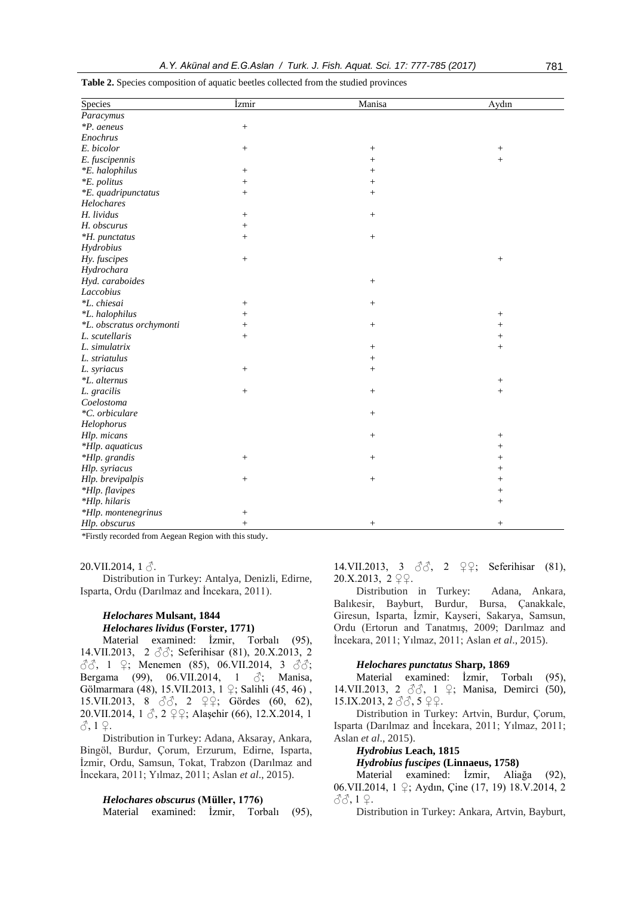**Table 2.** Species composition of aquatic beetles collected from the studied provinces

| Species | İzmir | Manisa | Aydın |
|---|---|---|---|
| *Paracymus* | | | |
| **P. aeneus* | + | | |
| *Enochrus* | | | |
| *E. bicolor* | + | + | + |
| *E. fuscipennis* | | + | + |
| **E. halophilus* | + | + | |
| **E. politus* | + | + | |
| **E. quadripunctatus* | + | + | |
| *Helochares* | | | |
| *H. lividus* | + | + | |
| *H. obscurus* | + | | |
| **H. punctatus* | + | + | |
| *Hydrobius* | | | |
| *Hy. fuscipes* | + | | + |
| *Hydrochara* | | | |
| *Hyd. caraboides* | | + | |
| *Laccobius* | | | |
| **L. chiesai* | + | + | |
| **L. halophilus* | + | | + |
| **L. obscratus orchymonti* | + | + | + |
| *L. scutellaris* | + | | + |
| *L. simulatrix* | | + | + |
| *L. striatulus* | | + | |
| *L. syriacus* | + | + | |
| **L. alternus* | | | + |
| *L. gracilis* | + | + | + |
| *Coelostoma* | | | |
| **C. orbiculare* | | + | |
| *Helophorus* | | | |
| *Hlp. micans* | | + | + |
| **Hlp. aquaticus* | | | + |
| **Hlp. grandis* | + | + | + |
| *Hlp. syriacus* | | | + |
| *Hlp. brevipalpis* | + | + | + |
| **Hlp. flavipes* | | | + |
| **Hlp. hilaris* | | | + |
| **Hlp. montenegrinus* | + | | |
| *Hlp. obscurus* | + | + | + |

*Firstly recorded from Aegean Region with this study.

20.VII.2014, 1 ♂.

Distribution in Turkey: Antalya, Denizli, Edirne, Isparta, Ordu (Darılmaz and İncekara, 2011).

#### *Helochares* Mulsant, 1844

#### *Helochares lividus* (Forster, 1771)

Material examined: İzmir, Torbalı (95), 14.VII.2013, 2 ♂♂; Seferihisar (81), 20.X.2013, 2 ♂♂, 1 ♀; Menemen (85), 06.VII.2014, 3 ♂♂; Bergama (99), 06.VII.2014, 1 ♂; Manisa, Gölmarmara (48), 15.VII.2013, 1 ♀; Salihli (45, 46), 15.VII.2013, 8 ♂♂, 2 ♀♀; Gördes (60, 62), 20.VII.2014, 1 ♂, 2 ♀♀; Alaşehir (66), 12.X.2014, 1 ♂, 1 ♀.

Distribution in Turkey: Adana, Aksaray, Ankara, Bingöl, Burdur, Çorum, Erzurum, Edirne, Isparta, İzmir, Ordu, Samsun, Tokat, Trabzon (Darılmaz and İncekara, 2011; Yılmaz, 2011; Aslan *et al*., 2015).

#### *Helochares obscurus* (Müller, 1776)

Material examined: İzmir, Torbalı (95), 14.VII.2013, 3 ♂♂, 2 ♀♀; Seferihisar (81), 20.X.2013, 2 ♀♀.

Distribution in Turkey: Adana, Ankara, Balıkesir, Bayburt, Burdur, Bursa, Çanakkale, Giresun, Isparta, İzmir, Kayseri, Sakarya, Samsun, Ordu (Ertorun and Tanatmış, 2009; Darılmaz and İncekara, 2011; Yılmaz, 2011; Aslan *et al*., 2015).

#### *Helochares punctatus* Sharp, 1869

Material examined: İzmir, Torbalı (95), 14.VII.2013, 2 ♂♂, 1 ♀; Manisa, Demirci (50), 15.IX.2013, 2 ♂♂, 5 ♀♀.

Distribution in Turkey: Artvin, Burdur, Çorum, Isparta (Darılmaz and İncekara, 2011; Yılmaz, 2011; Aslan *et al*., 2015).

#### *Hydrobius* Leach, 1815

#### *Hydrobius fuscipes* (Linnaeus, 1758)

Material examined: İzmir, Aliağa (92), 06.VII.2014, 1 ♀; Aydın, Çine (17, 19) 18.V.2014, 2 ♂♂, 1 ♀.

Distribution in Turkey: Ankara, Artvin, Bayburt,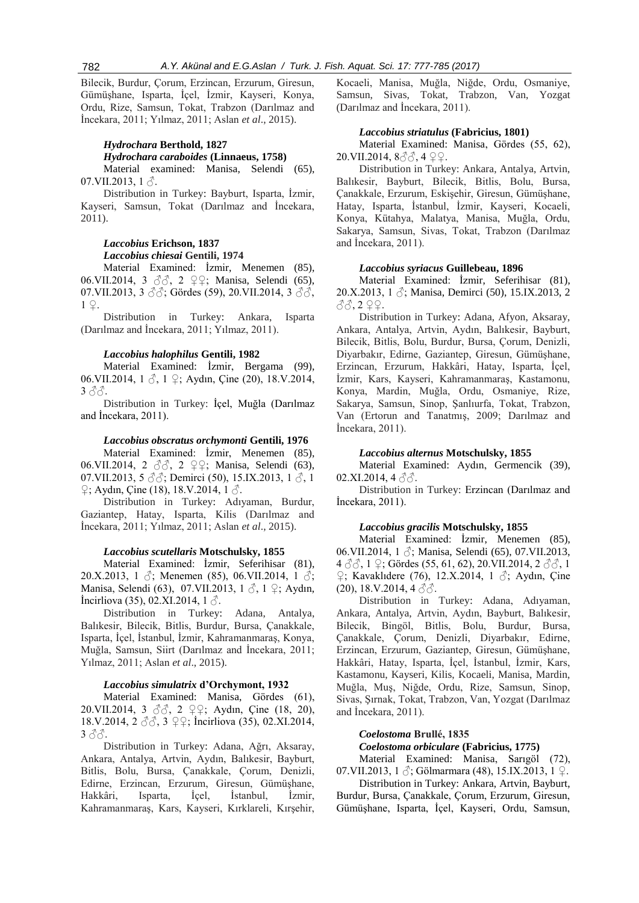Bilecik, Burdur, Çorum, Erzincan, Erzurum, Giresun, Gümüşhane, Isparta, İçel, İzmir, Kayseri, Konya, Ordu, Rize, Samsun, Tokat, Trabzon (Darılmaz and İncekara, 2011; Yılmaz, 2011; Aslan *et al*., 2015).

***Hydrochara* Berthold, 1827**

***Hydrochara caraboides* (Linnaeus, 1758)**

Material examined: Manisa, Selendi (65), 07.VII.2013, 1 ♂.

Distribution in Turkey: Bayburt, Isparta, İzmir, Kayseri, Samsun, Tokat (Darılmaz and İncekara, 2011).

***Laccobius* Erichson, 1837**

***Laccobius chiesai* Gentili, 1974**

Material Examined: İzmir, Menemen (85), 06.VII.2014, 3 ♂♂, 2 ♀♀; Manisa, Selendi (65), 07.VII.2013, 3 ♂♂; Gördes (59), 20.VII.2014, 3 ♂♂, 1 ♀.

Distribution in Turkey: Ankara, Isparta (Darılmaz and İncekara, 2011; Yılmaz, 2011).

***Laccobius halophilus* Gentili, 1982**

Material Examined: İzmir, Bergama (99), 06.VII.2014, 1 ♂, 1 ♀; Aydın, Çine (20), 18.V.2014, 3 ♂♂.

Distribution in Turkey: İçel, Muğla (Darılmaz and İncekara, 2011).

***Laccobius obscratus orchymonti* Gentili, 1976**

Material Examined: İzmir, Menemen (85), 06.VII.2014, 2 ♂♂, 2 ♀♀; Manisa, Selendi (63), 07.VII.2013, 5 ♂♂; Demirci (50), 15.IX.2013, 1 ♂, 1 ♀; Aydın, Çine (18), 18.V.2014, 1 ♂.

Distribution in Turkey: Adıyaman, Burdur, Gaziantep, Hatay, Isparta, Kilis (Darılmaz and İncekara, 2011; Yılmaz, 2011; Aslan *et al*., 2015).

***Laccobius scutellaris* Motschulsky, 1855**

Material Examined: İzmir, Seferihisar (81), 20.X.2013, 1 ♂; Menemen (85), 06.VII.2014, 1 ♂; Manisa, Selendi (63), 07.VII.2013, 1 ♂, 1 ♀; Aydın, İncirliova (35), 02.XI.2014, 1 ♂.

Distribution in Turkey: Adana, Antalya, Balıkesir, Bilecik, Bitlis, Burdur, Bursa, Çanakkale, Isparta, İçel, İstanbul, İzmir, Kahramanmaraş, Konya, Muğla, Samsun, Siirt (Darılmaz and İncekara, 2011; Yılmaz, 2011; Aslan *et al*., 2015).

***Laccobius simulatrix* d'Orchymont, 1932**

Material Examined: Manisa, Gördes (61), 20.VII.2014, 3 ♂♂, 2 ♀♀; Aydın, Çine (18, 20), 18.V.2014, 2 ♂♂, 3 ♀♀; İncirliova (35), 02.XI.2014, 3 ♂♂.

Distribution in Turkey: Adana, Ağrı, Aksaray, Ankara, Antalya, Artvin, Aydın, Balıkesir, Bayburt, Bitlis, Bolu, Bursa, Çanakkale, Çorum, Denizli, Edirne, Erzincan, Erzurum, Giresun, Gümüşhane, Hakkâri, Isparta, İçel, İstanbul, İzmir, Kahramanmaraş, Kars, Kayseri, Kırklareli, Kırşehir, Kocaeli, Manisa, Muğla, Niğde, Ordu, Osmaniye, Samsun, Sivas, Tokat, Trabzon, Van, Yozgat (Darılmaz and İncekara, 2011).

***Laccobius striatulus* (Fabricius, 1801)**

Material Examined: Manisa, Gördes (55, 62), 20.VII.2014, 8♂♂, 4 ♀♀.

Distribution in Turkey: Ankara, Antalya, Artvin, Balıkesir, Bayburt, Bilecik, Bitlis, Bolu, Bursa, Çanakkale, Erzurum, Eskişehir, Giresun, Gümüşhane, Hatay, Isparta, İstanbul, İzmir, Kayseri, Kocaeli, Konya, Kütahya, Malatya, Manisa, Muğla, Ordu, Sakarya, Samsun, Sivas, Tokat, Trabzon (Darılmaz and İncekara, 2011).

***Laccobius syriacus* Guillebeau, 1896**

Material Examined: İzmir, Seferihisar (81), 20.X.2013, 1 ♂; Manisa, Demirci (50), 15.IX.2013, 2 ♂♂, 2 ♀♀.

Distribution in Turkey: Adana, Afyon, Aksaray, Ankara, Antalya, Artvin, Aydın, Balıkesir, Bayburt, Bilecik, Bitlis, Bolu, Burdur, Bursa, Çorum, Denizli, Diyarbakır, Edirne, Gaziantep, Giresun, Gümüşhane, Erzincan, Erzurum, Hakkâri, Hatay, Isparta, İçel, İzmir, Kars, Kayseri, Kahramanmaraş, Kastamonu, Konya, Mardin, Muğla, Ordu, Osmaniye, Rize, Sakarya, Samsun, Sinop, Şanlıurfa, Tokat, Trabzon, Van (Ertorun and Tanatmış, 2009; Darılmaz and İncekara, 2011).

***Laccobius alternus* Motschulsky, 1855**

Material Examined: Aydın, Germencik (39), 02.XI.2014, 4 ♂♂.

Distribution in Turkey: Erzincan (Darılmaz and İncekara, 2011).

***Laccobius gracilis* Motschulsky, 1855**

Material Examined: İzmir, Menemen (85), 06.VII.2014, 1 ♂; Manisa, Selendi (65), 07.VII.2013, 4 ♂♂, 1 ♀; Gördes (55, 61, 62), 20.VII.2014, 2 ♂♂, 1 ♀; Kavaklıdere (76), 12.X.2014, 1 ♂; Aydın, Çine (20), 18.V.2014, 4 ♂♂.

Distribution in Turkey: Adana, Adıyaman, Ankara, Antalya, Artvin, Aydın, Bayburt, Balıkesir, Bilecik, Bingöl, Bitlis, Bolu, Burdur, Bursa, Çanakkale, Çorum, Denizli, Diyarbakır, Edirne, Erzincan, Erzurum, Gaziantep, Giresun, Gümüşhane, Hakkâri, Hatay, Isparta, İçel, İstanbul, İzmir, Kars, Kastamonu, Kayseri, Kilis, Kocaeli, Manisa, Mardin, Muğla, Muş, Niğde, Ordu, Rize, Samsun, Sinop, Sivas, Şırnak, Tokat, Trabzon, Van, Yozgat (Darılmaz and İncekara, 2011).

***Coelostoma* Brullé, 1835**

***Coelostoma orbiculare* (Fabricius, 1775)**

Material Examined: Manisa, Sarıgöl (72), 07.VII.2013, 1 ♂; Gölmarmara (48), 15.IX.2013, 1 ♀.

Distribution in Turkey: Ankara, Artvin, Bayburt, Burdur, Bursa, Çanakkale, Çorum, Erzurum, Giresun, Gümüşhane, Isparta, İçel, Kayseri, Ordu, Samsun,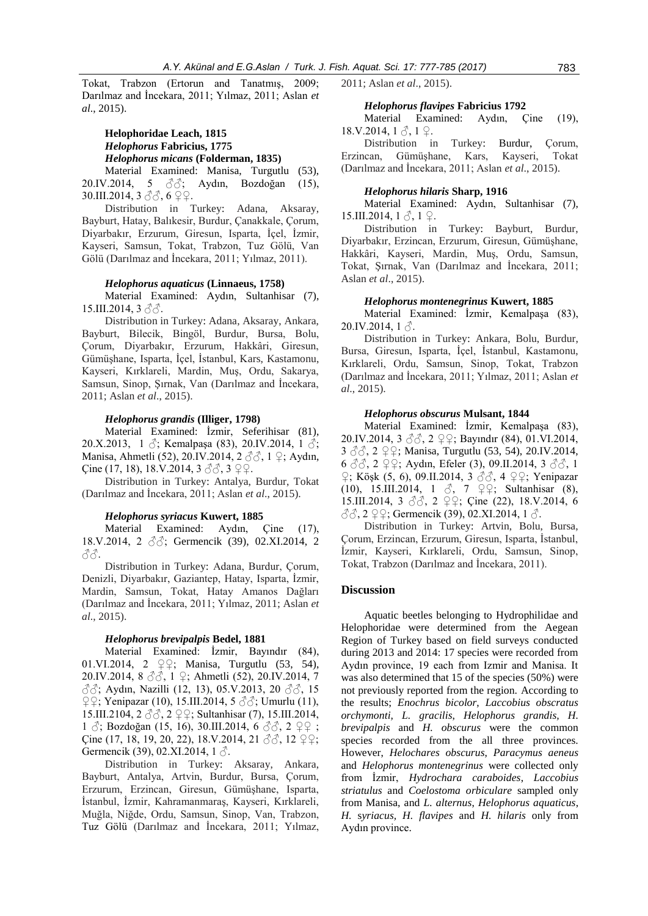Tokat, Trabzon (Ertorun and Tanatmış, 2009; Darılmaz and İncekara, 2011; Yılmaz, 2011; Aslan *et al*., 2015).

### Helophoridae Leach, 1815

#### *Helophorus* Fabricius, 1775

#### *Helophorus micans* (Folderman, 1835)

Material Examined: Manisa, Turgutlu (53), 20.IV.2014, 5 ♂♂; Aydın, Bozdoğan (15), 30.III.2014, 3 ♂♂, 6 ♀♀.

Distribution in Turkey: Adana, Aksaray, Bayburt, Hatay, Balıkesir, Burdur, Çanakkale, Çorum, Diyarbakır, Erzurum, Giresun, Isparta, İçel, İzmir, Kayseri, Samsun, Tokat, Trabzon, Tuz Gölü, Van Gölü (Darılmaz and İncekara, 2011; Yılmaz, 2011).

#### *Helophorus aquaticus* (Linnaeus, 1758)

Material Examined: Aydın, Sultanhisar (7), 15.III.2014, 3 ♂♂.

Distribution in Turkey: Adana, Aksaray, Ankara, Bayburt, Bilecik, Bingöl, Burdur, Bursa, Bolu, Çorum, Diyarbakır, Erzurum, Hakkâri, Giresun, Gümüşhane, Isparta, İçel, İstanbul, Kars, Kastamonu, Kayseri, Kırklareli, Mardin, Muş, Ordu, Sakarya, Samsun, Sinop, Şırnak, Van (Darılmaz and İncekara, 2011; Aslan *et al*., 2015).

#### *Helophorus grandis* (Illiger, 1798)

Material Examined: İzmir, Seferihisar (81), 20.X.2013, 1 ♂; Kemalpaşa (83), 20.IV.2014, 1 ♂; Manisa, Ahmetli (52), 20.IV.2014, 2 ♂♂, 1 ♀; Aydın, Çine (17, 18), 18.V.2014, 3 ♂♂, 3 ♀♀.

Distribution in Turkey: Antalya, Burdur, Tokat (Darılmaz and İncekara, 2011; Aslan *et al*., 2015).

#### *Helophorus syriacus* Kuwert, 1885

Material Examined: Aydın, Çine (17), 18.V.2014, 2 ♂♂; Germencik (39), 02.XI.2014, 2 ♂♂.

Distribution in Turkey: Adana, Burdur, Çorum, Denizli, Diyarbakır, Gaziantep, Hatay, Isparta, İzmir, Mardin, Samsun, Tokat, Hatay Amanos Dağları (Darılmaz and İncekara, 2011; Yılmaz, 2011; Aslan *et al*., 2015).

#### *Helophorus brevipalpis* Bedel, 1881

Material Examined: İzmir, Bayındır (84), 01.VI.2014, 2 ♀♀; Manisa, Turgutlu (53, 54), 20.IV.2014, 8 ♂♂, 1 ♀; Ahmetli (52), 20.IV.2014, 7 ♂♂; Aydın, Nazilli (12, 13), 05.V.2013, 20 ♂♂, 15 ♀♀; Yenipazar (10), 15.III.2014, 5 ♂♂; Umurlu (11), 15.III.2104, 2 ♂♂, 2 ♀♀; Sultanhisar (7), 15.III.2014, 1 ♂; Bozdoğan (15, 16), 30.III.2014, 6 ♂♂, 2 ♀♀ ; Çine (17, 18, 19, 20, 22), 18.V.2014, 21 ♂♂, 12 ♀♀; Germencik (39), 02.XI.2014, 1 ♂.

Distribution in Turkey: Aksaray, Ankara, Bayburt, Antalya, Artvin, Burdur, Bursa, Çorum, Erzurum, Erzincan, Giresun, Gümüşhane, Isparta, İstanbul, İzmir, Kahramanmaraş, Kayseri, Kırklareli, Muğla, Niğde, Ordu, Samsun, Sinop, Van, Trabzon, Tuz Gölü (Darılmaz and İncekara, 2011; Yılmaz, 2011; Aslan *et al*., 2015).

#### *Helophorus flavipes* Fabricius 1792

Material Examined: Aydın, Çine (19), 18.V.2014, 1 ♂, 1 ♀.

Distribution in Turkey: Burdur, Çorum, Erzincan, Gümüşhane, Kars, Kayseri, Tokat (Darılmaz and İncekara, 2011; Aslan *et al*., 2015).

#### *Helophorus hilaris* Sharp, 1916

Material Examined: Aydın, Sultanhisar (7), 15.III.2014, 1 ♂, 1 ♀.

Distribution in Turkey: Bayburt, Burdur, Diyarbakır, Erzincan, Erzurum, Giresun, Gümüşhane, Hakkâri, Kayseri, Mardin, Muş, Ordu, Samsun, Tokat, Şırnak, Van (Darılmaz and İncekara, 2011; Aslan *et al*., 2015).

#### *Helophorus montenegrinus* Kuwert, 1885

Material Examined: İzmir, Kemalpaşa (83), 20.IV.2014, 1 ♂.

Distribution in Turkey: Ankara, Bolu, Burdur, Bursa, Giresun, Isparta, İçel, İstanbul, Kastamonu, Kırklareli, Ordu, Samsun, Sinop, Tokat, Trabzon (Darılmaz and İncekara, 2011; Yılmaz, 2011; Aslan *et al*., 2015).

#### *Helophorus obscurus* Mulsant, 1844

Material Examined: İzmir, Kemalpaşa (83), 20.IV.2014, 3 ♂♂, 2 ♀♀; Bayındır (84), 01.VI.2014, 3 ♂♂, 2 ♀♀; Manisa, Turgutlu (53, 54), 20.IV.2014, 6 ♂♂, 2 ♀♀; Aydın, Efeler (3), 09.II.2014, 3 ♂♂, 1 ♀; Köşk (5, 6), 09.II.2014, 3 ♂♂, 4 ♀♀; Yenipazar (10), 15.III.2014, 1 ♂, 7 ♀♀; Sultanhisar (8), 15.III.2014, 3 ♂♂, 2 ♀♀; Çine (22), 18.V.2014, 6 ♂♂, 2 ♀♀; Germencik (39), 02.XI.2014, 1 ♂.

Distribution in Turkey: Artvin, Bolu, Bursa, Çorum, Erzincan, Erzurum, Giresun, Isparta, İstanbul, İzmir, Kayseri, Kırklareli, Ordu, Samsun, Sinop, Tokat, Trabzon (Darılmaz and İncekara, 2011).

## Discussion

Aquatic beetles belonging to Hydrophilidae and Helophoridae were determined from the Aegean Region of Turkey based on field surveys conducted during 2013 and 2014: 17 species were recorded from Aydın province, 19 each from Izmir and Manisa. It was also determined that 15 of the species (50%) were not previously reported from the region. According to the results; *Enochrus bicolor*, *Laccobius obscratus orchymonti*, *L. gracilis*, *Helophorus grandis*, *H. brevipalpis* and *H. obscurus* were the common species recorded from the all three provinces. However, *Helochares obscurus*, *Paracymus aeneus* and *Helophorus montenegrinus* were collected only from İzmir, *Hydrochara caraboides*, *Laccobius striatulus* and *Coelostoma orbiculare* sampled only from Manisa, and *L. alternus*, *Helophorus aquaticus*, *H. syriacus*, *H. flavipes* and *H. hilaris* only from Aydın province.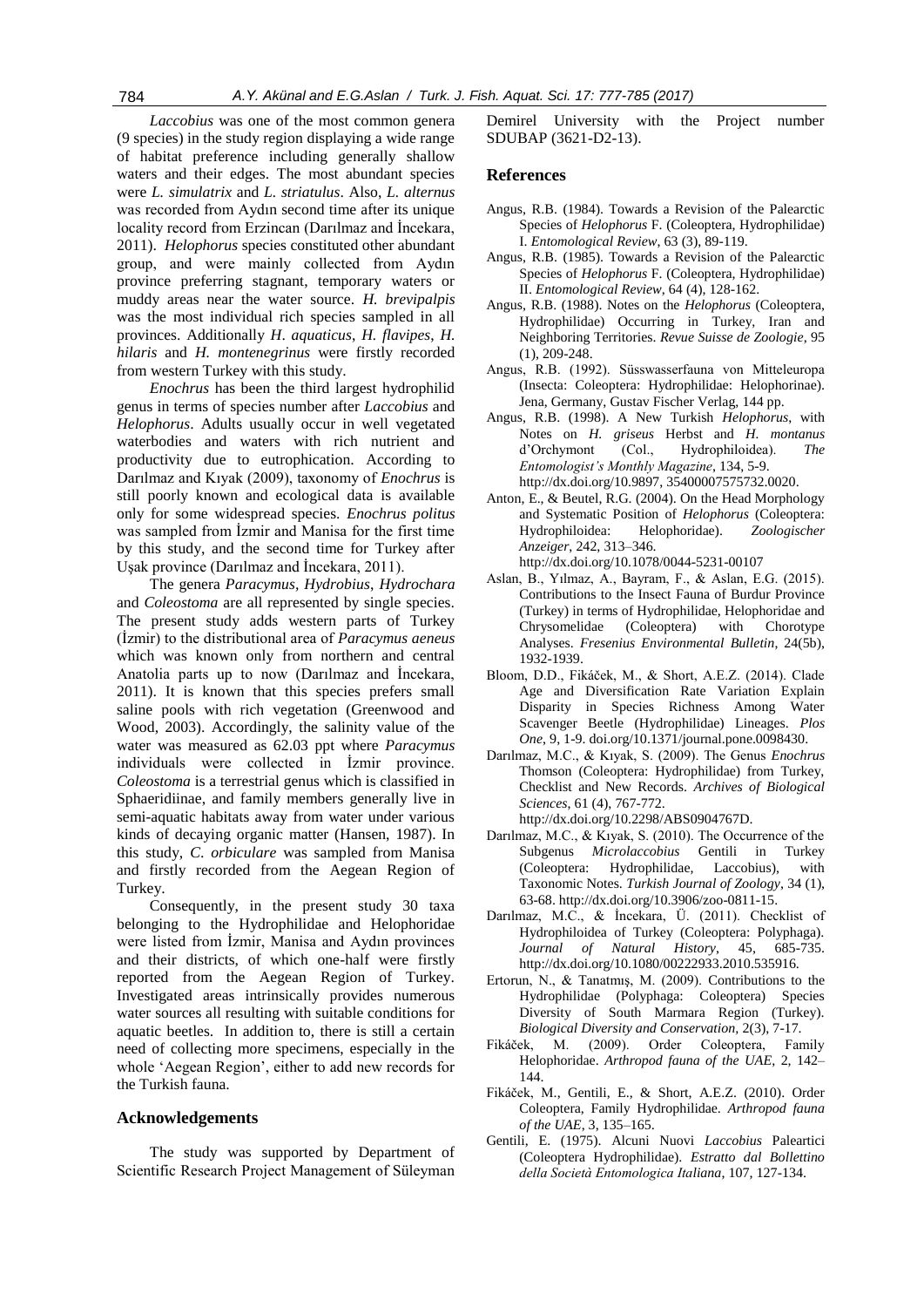*Laccobius* was one of the most common genera (9 species) in the study region displaying a wide range of habitat preference including generally shallow waters and their edges. The most abundant species were *L. simulatrix* and *L. striatulus*. Also, *L. alternus* was recorded from Aydın second time after its unique locality record from Erzincan (Darılmaz and İncekara, 2011). *Helophorus* species constituted other abundant group, and were mainly collected from Aydın province preferring stagnant, temporary waters or muddy areas near the water source. *H. brevipalpis* was the most individual rich species sampled in all provinces. Additionally *H. aquaticus*, *H. flavipes*, *H. hilaris* and *H. montenegrinus* were firstly recorded from western Turkey with this study.

*Enochrus* has been the third largest hydrophilid genus in terms of species number after *Laccobius* and *Helophorus*. Adults usually occur in well vegetated waterbodies and waters with rich nutrient and productivity due to eutrophication. According to Darılmaz and Kıyak (2009), taxonomy of *Enochrus* is still poorly known and ecological data is available only for some widespread species. *Enochrus politus* was sampled from İzmir and Manisa for the first time by this study, and the second time for Turkey after Uşak province (Darılmaz and İncekara, 2011).

The genera *Paracymus*, *Hydrobius*, *Hydrochara* and *Coleostoma* are all represented by single species. The present study adds western parts of Turkey (İzmir) to the distributional area of *Paracymus aeneus* which was known only from northern and central Anatolia parts up to now (Darılmaz and İncekara, 2011). It is known that this species prefers small saline pools with rich vegetation (Greenwood and Wood, 2003). Accordingly, the salinity value of the water was measured as 62.03 ppt where *Paracymus* individuals were collected in İzmir province. *Coleostoma* is a terrestrial genus which is classified in Sphaeridiinae, and family members generally live in semi-aquatic habitats away from water under various kinds of decaying organic matter (Hansen, 1987). In this study, *C. orbiculare* was sampled from Manisa and firstly recorded from the Aegean Region of Turkey.

Consequently, in the present study 30 taxa belonging to the Hydrophilidae and Helophoridae were listed from İzmir, Manisa and Aydın provinces and their districts, of which one-half were firstly reported from the Aegean Region of Turkey. Investigated areas intrinsically provides numerous water sources all resulting with suitable conditions for aquatic beetles. In addition to, there is still a certain need of collecting more specimens, especially in the whole 'Aegean Region', either to add new records for the Turkish fauna.

## Acknowledgements

The study was supported by Department of Scientific Research Project Management of Süleyman Demirel University with the Project number SDUBAP (3621-D2-13).

## References

Angus, R.B. (1984). Towards a Revision of the Palearctic Species of *Helophorus* F. (Coleoptera, Hydrophilidae) I. *Entomological Review*, 63 (3), 89-119.

Angus, R.B. (1985). Towards a Revision of the Palearctic Species of *Helophorus* F. (Coleoptera, Hydrophilidae) II. *Entomological Review*, 64 (4), 128-162.

Angus, R.B. (1988). Notes on the *Helophorus* (Coleoptera, Hydrophilidae) Occurring in Turkey, Iran and Neighboring Territories. *Revue Suisse de Zoologie*, 95 (1), 209-248.

Angus, R.B. (1992). Süsswasserfauna von Mitteleuropa (Insecta: Coleoptera: Hydrophilidae: Helophorinae). Jena, Germany, Gustav Fischer Verlag, 144 pp.

Angus, R.B. (1998). A New Turkish *Helophorus*, with Notes on *H. griseus* Herbst and *H. montanus* d'Orchymont (Col., Hydrophiloidea). *The Entomologist's Monthly Magazine*, 134, 5-9. http://dx.doi.org/10.9897, 35400007575732.0020.

Anton, E., & Beutel, R.G. (2004). On the Head Morphology and Systematic Position of *Helophorus* (Coleoptera: Hydrophiloidea: Helophoridae). *Zoologischer Anzeiger*, 242, 313–346. http://dx.doi.org/10.1078/0044-5231-00107

Aslan, B., Yılmaz, A., Bayram, F., & Aslan, E.G. (2015). Contributions to the Insect Fauna of Burdur Province (Turkey) in terms of Hydrophilidae, Helophoridae and Chrysomelidae (Coleoptera) with Chorotype Analyses. *Fresenius Environmental Bulletin*, 24(5b), 1932-1939.

Bloom, D.D., Fikáček, M., & Short, A.E.Z. (2014). Clade Age and Diversification Rate Variation Explain Disparity in Species Richness Among Water Scavenger Beetle (Hydrophilidae) Lineages. *Plos One*, 9, 1-9. doi.org/10.1371/journal.pone.0098430.

Darılmaz, M.C., & Kıyak, S. (2009). The Genus *Enochrus* Thomson (Coleoptera: Hydrophilidae) from Turkey, Checklist and New Records. *Archives of Biological Sciences*, 61 (4), 767-772. http://dx.doi.org/10.2298/ABS0904767D.

Darılmaz, M.C., & Kıyak, S. (2010). The Occurrence of the Subgenus *Microlaccobius* Gentili in Turkey (Coleoptera: Hydrophilidae, Laccobius), with Taxonomic Notes. *Turkish Journal of Zoology*, 34 (1), 63-68. http://dx.doi.org/10.3906/zoo-0811-15.

Darılmaz, M.C., & İncekara, Ü. (2011). Checklist of Hydrophiloidea of Turkey (Coleoptera: Polyphaga). *Journal of Natural History*, 45, 685-735. http://dx.doi.org/10.1080/00222933.2010.535916.

Ertorun, N., & Tanatmış, M. (2009). Contributions to the Hydrophilidae (Polyphaga: Coleoptera) Species Diversity of South Marmara Region (Turkey). *Biological Diversity and Conservation*, 2(3), 7-17.

Fikáček, M. (2009). Order Coleoptera, Family Helophoridae. *Arthropod fauna of the UAE*, 2, 142–144.

Fikáček, M., Gentili, E., & Short, A.E.Z. (2010). Order Coleoptera, Family Hydrophilidae. *Arthropod fauna of the UAE*, 3, 135–165.

Gentili, E. (1975). Alcuni Nuovi *Laccobius* Paleartici (Coleoptera Hydrophilidae). *Estratto dal Bollettino della Società Entomologica Italiana*, 107, 127-134.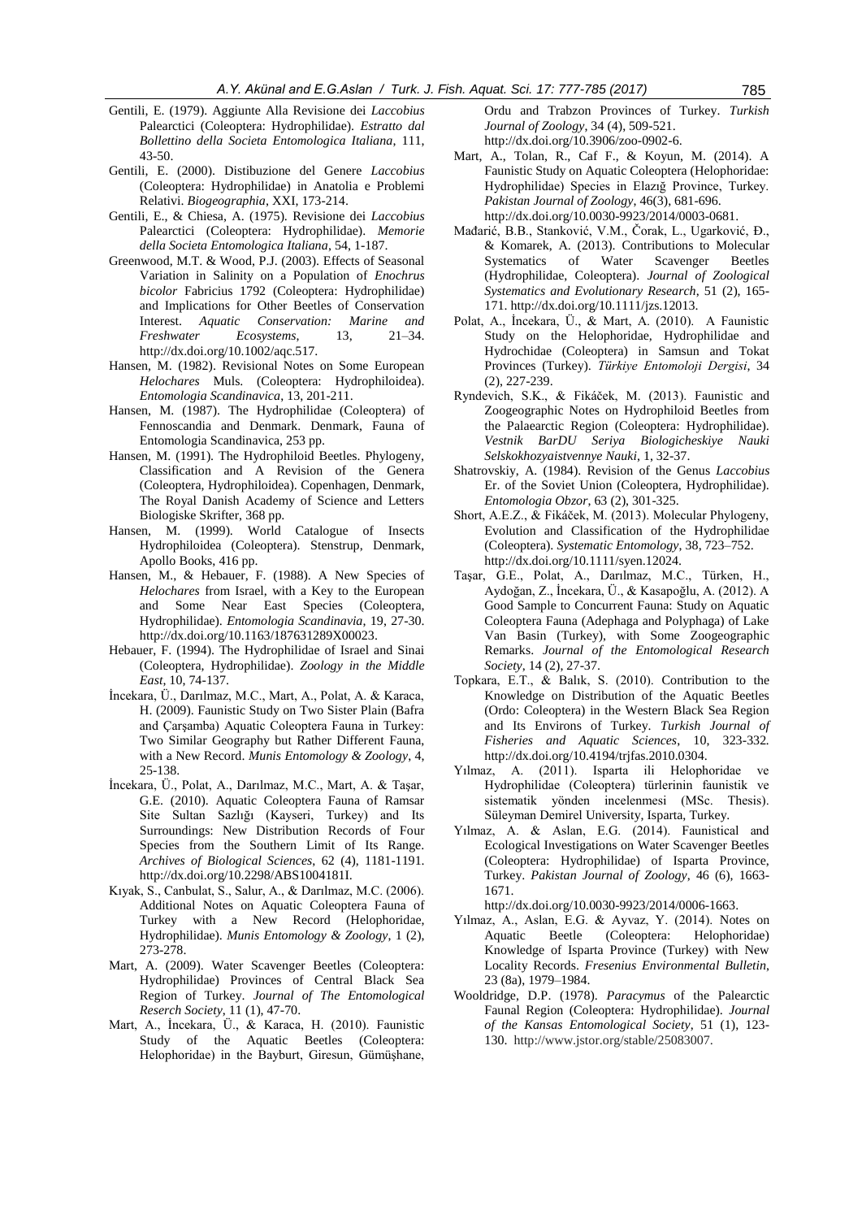Gentili, E. (1979). Aggiunte Alla Revisione dei *Laccobius* Palearctici (Coleoptera: Hydrophilidae). *Estratto dal Bollettino della Societa Entomologica Italiana*, 111, 43-50.

Gentili, E. (2000). Distibuzione del Genere *Laccobius* (Coleoptera: Hydrophilidae) in Anatolia e Problemi Relativi. *Biogeographia*, XXI, 173-214.

Gentili, E., & Chiesa, A. (1975). Revisione dei *Laccobius* Palearctici (Coleoptera: Hydrophilidae). *Memorie della Societa Entomologica Italiana*, 54, 1-187.

Greenwood, M.T. & Wood, P.J. (2003). Effects of Seasonal Variation in Salinity on a Population of *Enochrus bicolor* Fabricius 1792 (Coleoptera: Hydrophilidae) and Implications for Other Beetles of Conservation Interest. *Aquatic Conservation: Marine and Freshwater Ecosystems*, 13, 21–34. http://dx.doi.org/10.1002/aqc.517.

Hansen, M. (1982). Revisional Notes on Some European *Helochares* Muls. (Coleoptera: Hydrophiloidea). *Entomologia Scandinavica*, 13, 201-211.

Hansen, M. (1987). The Hydrophilidae (Coleoptera) of Fennoscandia and Denmark. Denmark, Fauna of Entomologia Scandinavica, 253 pp.

Hansen, M. (1991). The Hydrophiloid Beetles. Phylogeny, Classification and A Revision of the Genera (Coleoptera, Hydrophiloidea). Copenhagen, Denmark, The Royal Danish Academy of Science and Letters Biologiske Skrifter, 368 pp.

Hansen, M. (1999). World Catalogue of Insects Hydrophiloidea (Coleoptera). Stenstrup, Denmark, Apollo Books, 416 pp.

Hansen, M., & Hebauer, F. (1988). A New Species of *Helochares* from Israel, with a Key to the European and Some Near East Species (Coleoptera, Hydrophilidae). *Entomologia Scandinavia*, 19, 27-30. http://dx.doi.org/10.1163/187631289X00023.

Hebauer, F. (1994). The Hydrophilidae of Israel and Sinai (Coleoptera, Hydrophilidae). *Zoology in the Middle East*, 10, 74-137.

İncekara, Ü., Darılmaz, M.C., Mart, A., Polat, A. & Karaca, H. (2009). Faunistic Study on Two Sister Plain (Bafra and Çarşamba) Aquatic Coleoptera Fauna in Turkey: Two Similar Geography but Rather Different Fauna, with a New Record. *Munis Entomology & Zoology*, 4, 25-138.

İncekara, Ü., Polat, A., Darılmaz, M.C., Mart, A. & Taşar, G.E. (2010). Aquatic Coleoptera Fauna of Ramsar Site Sultan Sazlığı (Kayseri, Turkey) and Its Surroundings: New Distribution Records of Four Species from the Southern Limit of Its Range. *Archives of Biological Sciences*, 62 (4), 1181-1191. http://dx.doi.org/10.2298/ABS1004181I.

Kıyak, S., Canbulat, S., Salur, A., & Darılmaz, M.C. (2006). Additional Notes on Aquatic Coleoptera Fauna of Turkey with a New Record (Helophoridae, Hydrophilidae). *Munis Entomology & Zoology*, 1 (2), 273-278.

Mart, A. (2009). Water Scavenger Beetles (Coleoptera: Hydrophilidae) Provinces of Central Black Sea Region of Turkey. *Journal of The Entomological Reserch Society*, 11 (1), 47-70.

Mart, A., İncekara, Ü., & Karaca, H. (2010). Faunistic Study of the Aquatic Beetles (Coleoptera: Helophoridae) in the Bayburt, Giresun, Gümüşhane, Ordu and Trabzon Provinces of Turkey. *Turkish Journal of Zoology*, 34 (4), 509-521. http://dx.doi.org/10.3906/zoo-0902-6.

Mart, A., Tolan, R., Caf F., & Koyun, M. (2014). A Faunistic Study on Aquatic Coleoptera (Helophoridae: Hydrophilidae) Species in Elazığ Province, Turkey. *Pakistan Journal of Zoology*, 46(3), 681-696. http://dx.doi.org/10.0030-9923/2014/0003-0681.

Mađarić, B.B., Stanković, V.M., Čorak, L., Ugarković, Đ., & Komarek, A. (2013). Contributions to Molecular Systematics of Water Scavenger Beetles (Hydrophilidae, Coleoptera). *Journal of Zoological Systematics and Evolutionary Research*, 51 (2), 165-171. http://dx.doi.org/10.1111/jzs.12013.

Polat, A., İncekara, Ü., & Mart, A. (2010). A Faunistic Study on the Helophoridae, Hydrophilidae and Hydrochidae (Coleoptera) in Samsun and Tokat Provinces (Turkey). *Türkiye Entomoloji Dergisi*, 34 (2), 227-239.

Ryndevich, S.K., & Fikáček, M. (2013). Faunistic and Zoogeographic Notes on Hydrophiloid Beetles from the Palaearctic Region (Coleoptera: Hydrophilidae). *Vestnik BarDU Seriya Biologicheskiye Nauki Selskokhozyaistvennye Nauki*, 1, 32-37.

Shatrovskiy, A. (1984). Revision of the Genus *Laccobius* Er. of the Soviet Union (Coleoptera, Hydrophilidae). *Entomologia Obzor*, 63 (2), 301-325.

Short, A.E.Z., & Fikáček, M. (2013). Molecular Phylogeny, Evolution and Classification of the Hydrophilidae (Coleoptera). *Systematic Entomology*, 38, 723–752. http://dx.doi.org/10.1111/syen.12024.

Taşar, G.E., Polat, A., Darılmaz, M.C., Türken, H., Aydoğan, Z., İncekara, Ü., & Kasapoğlu, A. (2012). A Good Sample to Concurrent Fauna: Study on Aquatic Coleoptera Fauna (Adephaga and Polyphaga) of Lake Van Basin (Turkey), with Some Zoogeographic Remarks. *Journal of the Entomological Research Society*, 14 (2), 27-37.

Topkara, E.T., & Balık, S. (2010). Contribution to the Knowledge on Distribution of the Aquatic Beetles (Ordo: Coleoptera) in the Western Black Sea Region and Its Environs of Turkey. *Turkish Journal of Fisheries and Aquatic Sciences*, 10, 323-332. http://dx.doi.org/10.4194/trjfas.2010.0304.

Yılmaz, A. (2011). Isparta ili Helophoridae ve Hydrophilidae (Coleoptera) türlerinin faunistik ve sistematik yönden incelenmesi (MSc. Thesis). Süleyman Demirel University, Isparta, Turkey.

Yılmaz, A. & Aslan, E.G. (2014). Faunistical and Ecological Investigations on Water Scavenger Beetles (Coleoptera: Hydrophilidae) of Isparta Province, Turkey. *Pakistan Journal of Zoology*, 46 (6), 1663-1671. http://dx.doi.org/10.0030-9923/2014/0006-1663.

Yılmaz, A., Aslan, E.G. & Ayvaz, Y. (2014). Notes on Aquatic Beetle (Coleoptera: Helophoridae) Knowledge of Isparta Province (Turkey) with New Locality Records. *Fresenius Environmental Bulletin*, 23 (8a), 1979–1984.

Wooldridge, D.P. (1978). *Paracymus* of the Palearctic Faunal Region (Coleoptera: Hydrophilidae). *Journal of the Kansas Entomological Society*, 51 (1), 123-130. http://www.jstor.org/stable/25083007.